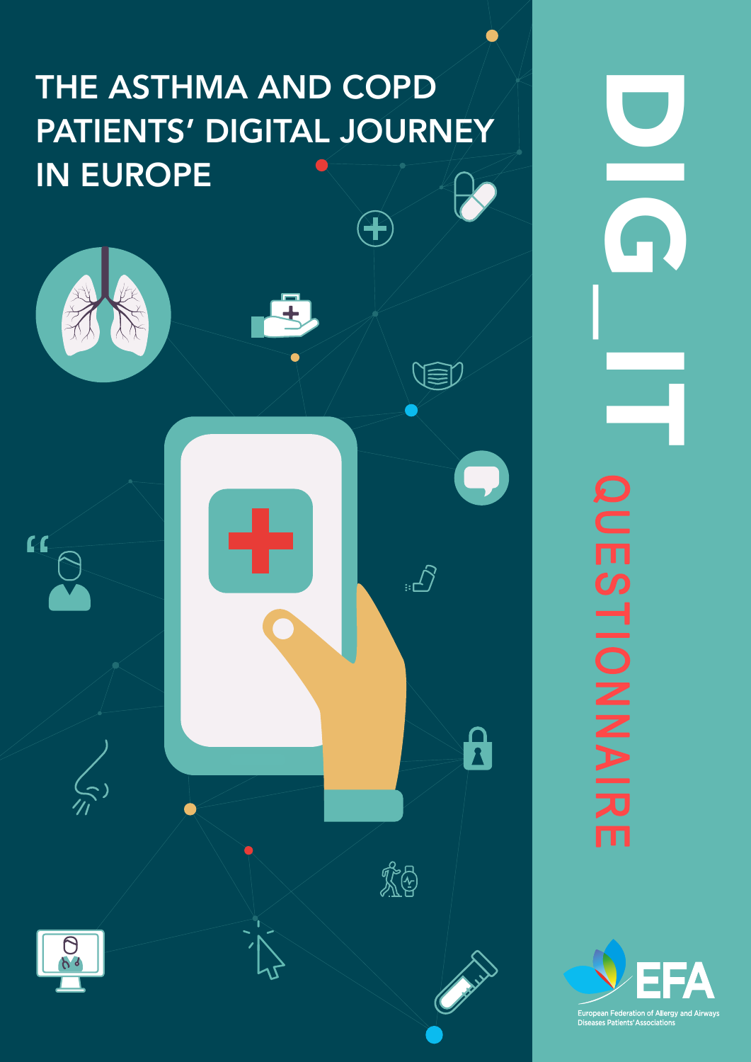# THE ASTHMA AND COPD PATIENTS' DIGITAL JOURNEY IN EUROPE

# DIG_IT

## QUESTIONNAIRE

EFA

European Federation of Allergy and Airways Diseases Patients' Associations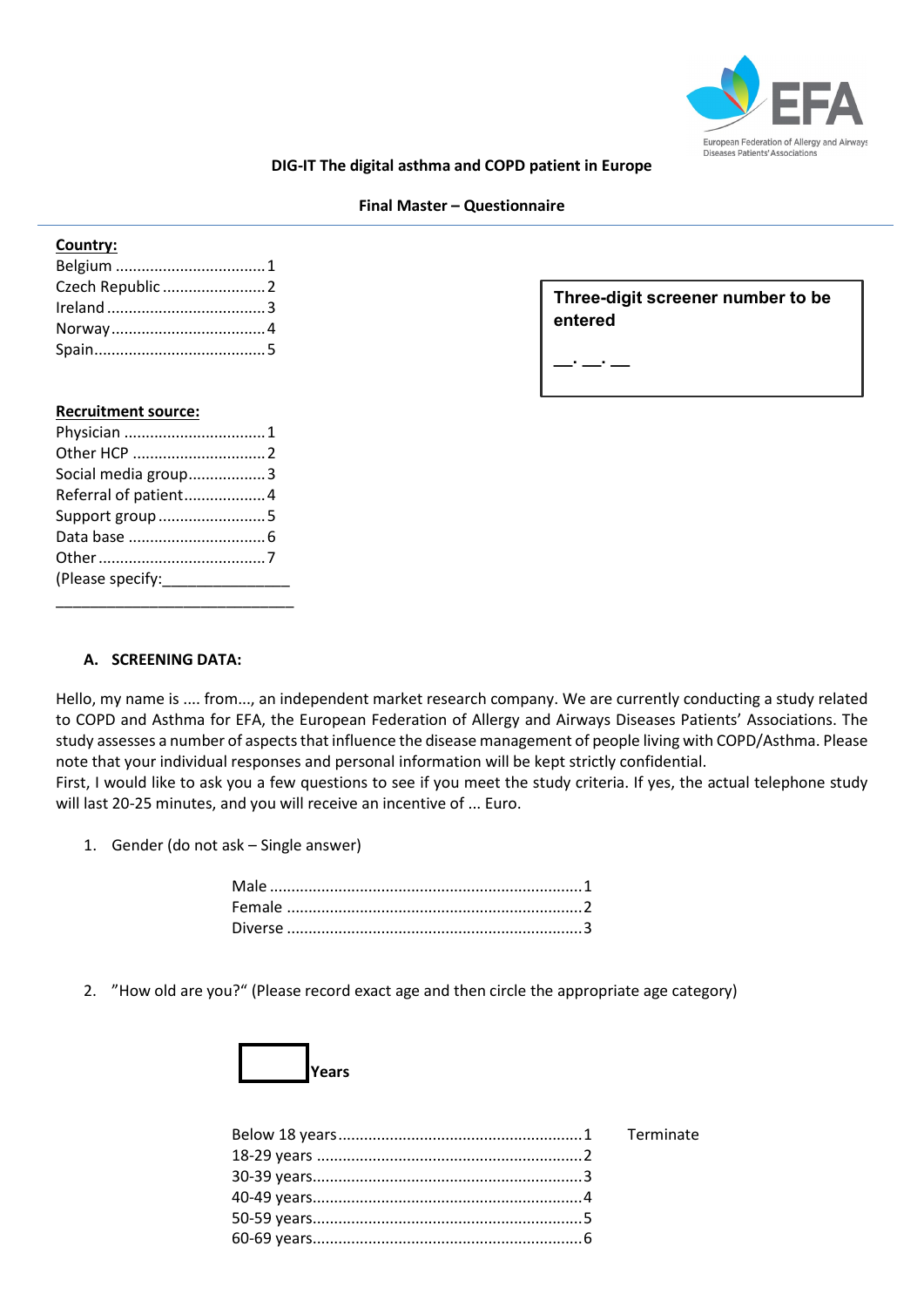**DIG-IT The digital asthma and COPD patient in Europe**

**Final Master – Questionnaire**

**Country:**

Belgium .................................. 1
Czech Republic ........................ 2
Ireland .................................... 3
Norway ................................... 4
Spain....................................... 5

**Three-digit screener number to be entered**

__. __. __

**Recruitment source:**

Physician ................................ 1
Other HCP .............................. 2
Social media group.................. 3
Referral of patient................... 4
Support group ......................... 5
Data base ............................... 6
Other ...................................... 7
(Please specify:_______________
______________________________

## A. SCREENING DATA:

Hello, my name is .... from..., an independent market research company. We are currently conducting a study related to COPD and Asthma for EFA, the European Federation of Allergy and Airways Diseases Patients' Associations. The study assesses a number of aspects that influence the disease management of people living with COPD/Asthma. Please note that your individual responses and personal information will be kept strictly confidential.
First, I would like to ask you a few questions to see if you meet the study criteria. If yes, the actual telephone study will last 20-25 minutes, and you will receive an incentive of ... Euro.

1. Gender (do not ask – Single answer)

   Male ........................................................................ 1
   Female .................................................................... 2
   Diverse .................................................................... 3

2. "How old are you?" (Please record exact age and then circle the appropriate age category)

   [ ] **Years**

   Below 18 years......................................................... 1 Terminate
   18-29 years ............................................................. 2
   30-39 years.............................................................. 3
   40-49 years.............................................................. 4
   50-59 years.............................................................. 5
   60-69 years.............................................................. 6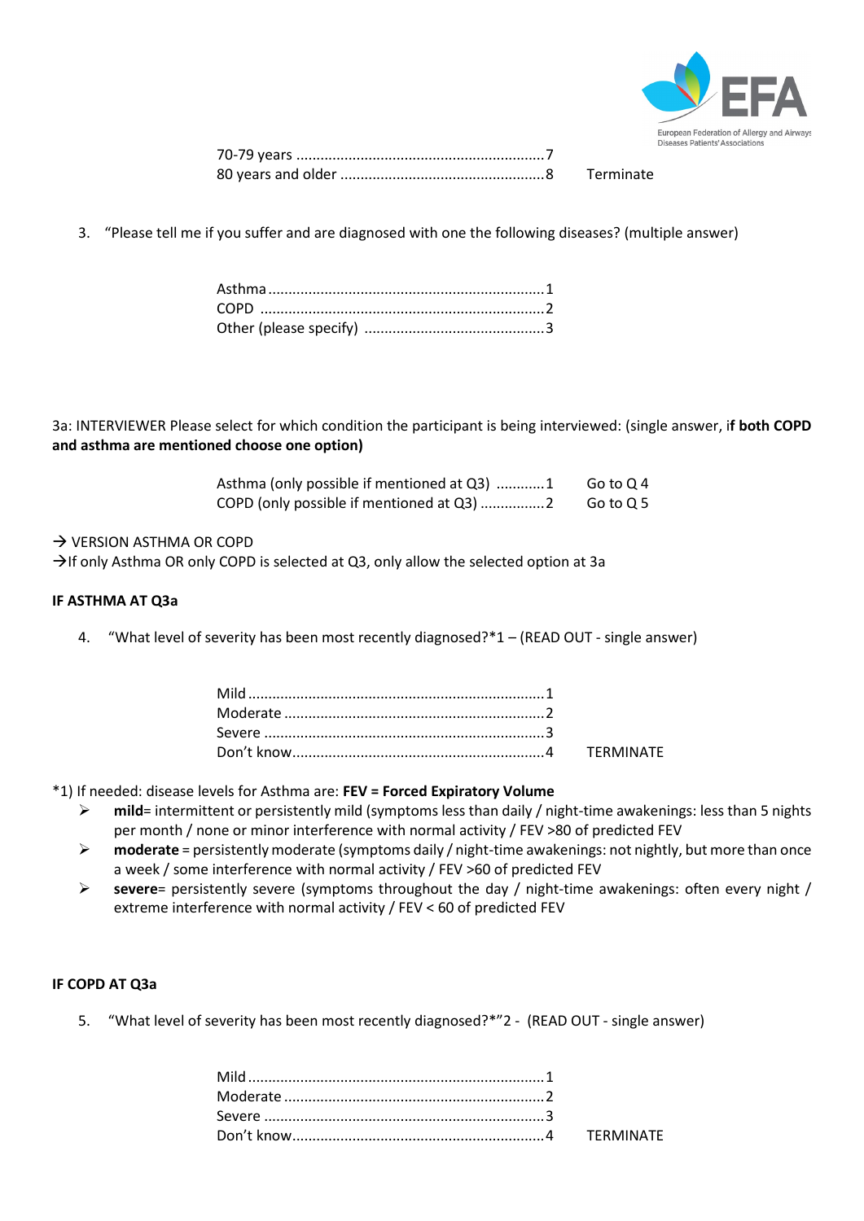70-79 years ............................................................7
80 years and older ..................................................8 Terminate

3. "Please tell me if you suffer and are diagnosed with one the following diseases? (multiple answer)

Asthma ....................................................................1
COPD ......................................................................2
Other (please specify) ............................................3

3a: INTERVIEWER Please select for which condition the participant is being interviewed: (single answer, i**f both COPD and asthma are mentioned choose one option)**

| | | |
|---|---|---|
| Asthma (only possible if mentioned at Q3) | 1 | Go to Q 4 |
| COPD (only possible if mentioned at Q3) | 2 | Go to Q 5 |

→ VERSION ASTHMA OR COPD
→If only Asthma OR only COPD is selected at Q3, only allow the selected option at 3a

**IF ASTHMA AT Q3a**

4. "What level of severity has been most recently diagnosed?*1 – (READ OUT - single answer)

| | | |
|---|---|---|
| Mild | 1 | |
| Moderate | 2 | |
| Severe | 3 | |
| Don't know | 4 | TERMINATE |

*1) If needed: disease levels for Asthma are: **FEV = Forced Expiratory Volume**

- **mild**= intermittent or persistently mild (symptoms less than daily / night-time awakenings: less than 5 nights per month / none or minor interference with normal activity / FEV >80 of predicted FEV
- **moderate** = persistently moderate (symptoms daily / night-time awakenings: not nightly, but more than once a week / some interference with normal activity / FEV >60 of predicted FEV
- **severe**= persistently severe (symptoms throughout the day / night-time awakenings: often every night / extreme interference with normal activity / FEV < 60 of predicted FEV

**IF COPD AT Q3a**

5. "What level of severity has been most recently diagnosed?*"2 - (READ OUT - single answer)

| | | |
|---|---|---|
| Mild | 1 | |
| Moderate | 2 | |
| Severe | 3 | |
| Don't know | 4 | TERMINATE |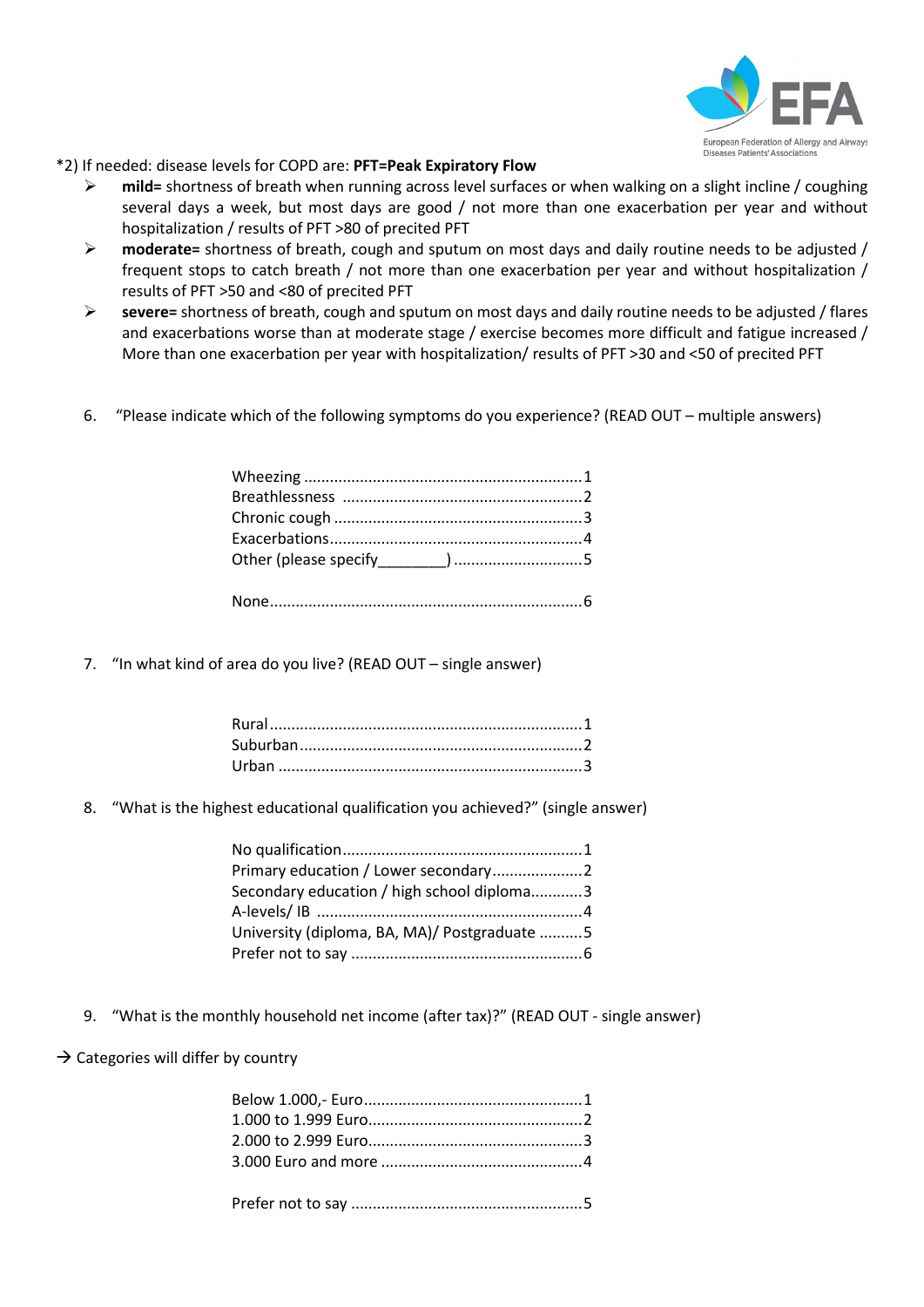*2) If needed: disease levels for COPD are: **PFT=Peak Expiratory Flow**

- **mild=** shortness of breath when running across level surfaces or when walking on a slight incline / coughing several days a week, but most days are good / not more than one exacerbation per year and without hospitalization / results of PFT >80 of precited PFT
- **moderate=** shortness of breath, cough and sputum on most days and daily routine needs to be adjusted / frequent stops to catch breath / not more than one exacerbation per year and without hospitalization / results of PFT >50 and <80 of precited PFT
- **severe=** shortness of breath, cough and sputum on most days and daily routine needs to be adjusted / flares and exacerbations worse than at moderate stage / exercise becomes more difficult and fatigue increased / More than one exacerbation per year with hospitalization/ results of PFT >30 and <50 of precited PFT

6. "Please indicate which of the following symptoms do you experience? (READ OUT – multiple answers)

   Wheezing ............................................................1
   Breathlessness ....................................................2
   Chronic cough .....................................................3
   Exacerbations.......................................................4
   Other (please specify________) ............................5

   None....................................................................6

7. "In what kind of area do you live? (READ OUT – single answer)

   Rural....................................................................1
   Suburban.............................................................2
   Urban ..................................................................3

8. "What is the highest educational qualification you achieved?" (single answer)

   No qualification...................................................1
   Primary education / Lower secondary....................2
   Secondary education / high school diploma............3
   A-levels/ IB .........................................................4
   University (diploma, BA, MA)/ Postgraduate ..........5
   Prefer not to say .................................................6

9. "What is the monthly household net income (after tax)?" (READ OUT - single answer)

→ Categories will differ by country

   Below 1.000,- Euro..............................................1
   1.000 to 1.999 Euro.............................................2
   2.000 to 2.999 Euro.............................................3
   3.000 Euro and more ..........................................4

   Prefer not to say .................................................5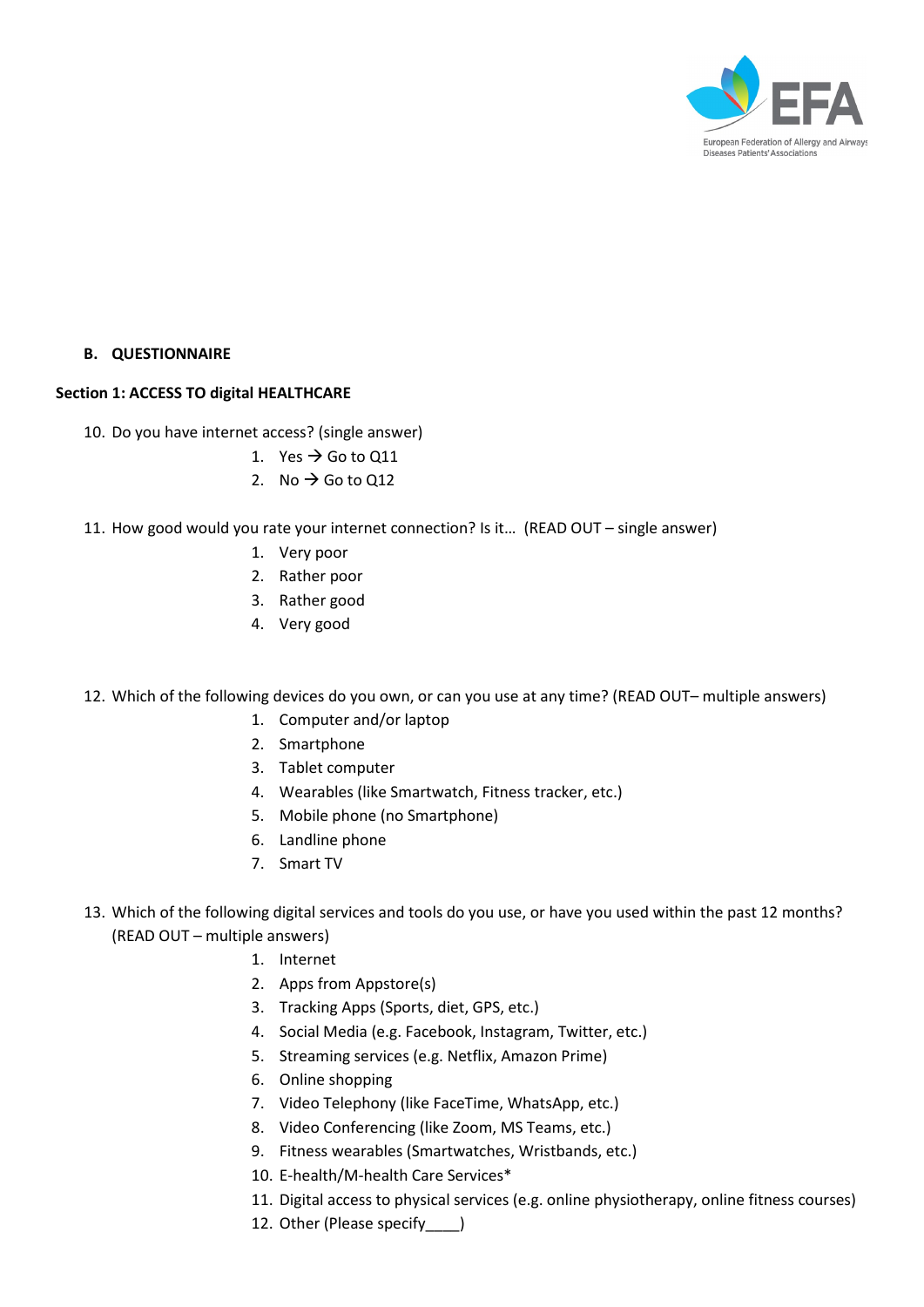## B. QUESTIONNAIRE

### Section 1: ACCESS TO digital HEALTHCARE

10. Do you have internet access? (single answer)
    1. Yes → Go to Q11
    2. No → Go to Q12

11. How good would you rate your internet connection? Is it… (READ OUT – single answer)
    1. Very poor
    2. Rather poor
    3. Rather good
    4. Very good

12. Which of the following devices do you own, or can you use at any time? (READ OUT– multiple answers)
    1. Computer and/or laptop
    2. Smartphone
    3. Tablet computer
    4. Wearables (like Smartwatch, Fitness tracker, etc.)
    5. Mobile phone (no Smartphone)
    6. Landline phone
    7. Smart TV

13. Which of the following digital services and tools do you use, or have you used within the past 12 months? (READ OUT – multiple answers)
    1. Internet
    2. Apps from Appstore(s)
    3. Tracking Apps (Sports, diet, GPS, etc.)
    4. Social Media (e.g. Facebook, Instagram, Twitter, etc.)
    5. Streaming services (e.g. Netflix, Amazon Prime)
    6. Online shopping
    7. Video Telephony (like FaceTime, WhatsApp, etc.)
    8. Video Conferencing (like Zoom, MS Teams, etc.)
    9. Fitness wearables (Smartwatches, Wristbands, etc.)
    10. E-health/M-health Care Services*
    11. Digital access to physical services (e.g. online physiotherapy, online fitness courses)
    12. Other (Please specify____)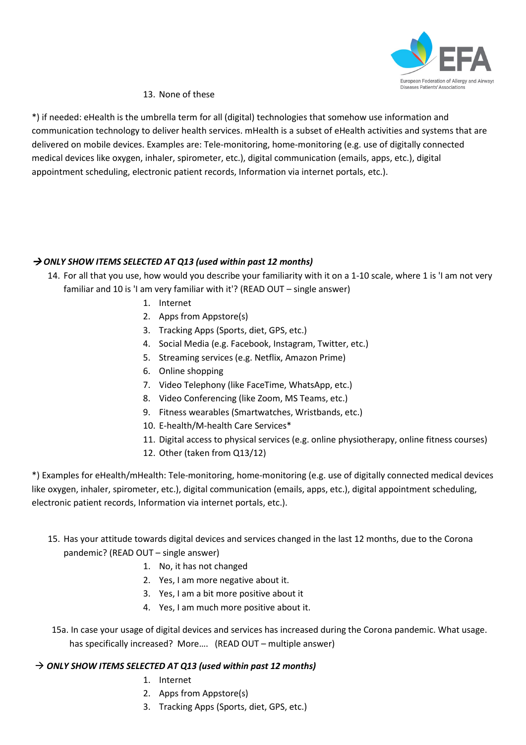13. None of these

*) if needed: eHealth is the umbrella term for all (digital) technologies that somehow use information and communication technology to deliver health services. mHealth is a subset of eHealth activities and systems that are delivered on mobile devices. Examples are: Tele-monitoring, home-monitoring (e.g. use of digitally connected medical devices like oxygen, inhaler, spirometer, etc.), digital communication (emails, apps, etc.), digital appointment scheduling, electronic patient records, Information via internet portals, etc.).

***→ ONLY SHOW ITEMS SELECTED AT Q13 (used within past 12 months)***

14. For all that you use, how would you describe your familiarity with it on a 1-10 scale, where 1 is 'I am not very familiar and 10 is 'I am very familiar with it'? (READ OUT – single answer)
    1. Internet
    2. Apps from Appstore(s)
    3. Tracking Apps (Sports, diet, GPS, etc.)
    4. Social Media (e.g. Facebook, Instagram, Twitter, etc.)
    5. Streaming services (e.g. Netflix, Amazon Prime)
    6. Online shopping
    7. Video Telephony (like FaceTime, WhatsApp, etc.)
    8. Video Conferencing (like Zoom, MS Teams, etc.)
    9. Fitness wearables (Smartwatches, Wristbands, etc.)
    10. E-health/M-health Care Services*
    11. Digital access to physical services (e.g. online physiotherapy, online fitness courses)
    12. Other (taken from Q13/12)

*) Examples for eHealth/mHealth: Tele-monitoring, home-monitoring (e.g. use of digitally connected medical devices like oxygen, inhaler, spirometer, etc.), digital communication (emails, apps, etc.), digital appointment scheduling, electronic patient records, Information via internet portals, etc.).

15. Has your attitude towards digital devices and services changed in the last 12 months, due to the Corona pandemic? (READ OUT – single answer)
    1. No, it has not changed
    2. Yes, I am more negative about it.
    3. Yes, I am a bit more positive about it
    4. Yes, I am much more positive about it.

15a. In case your usage of digital devices and services has increased during the Corona pandemic. What usage. has specifically increased? More…. (READ OUT – multiple answer)

***→ ONLY SHOW ITEMS SELECTED AT Q13 (used within past 12 months)***

1. Internet
2. Apps from Appstore(s)
3. Tracking Apps (Sports, diet, GPS, etc.)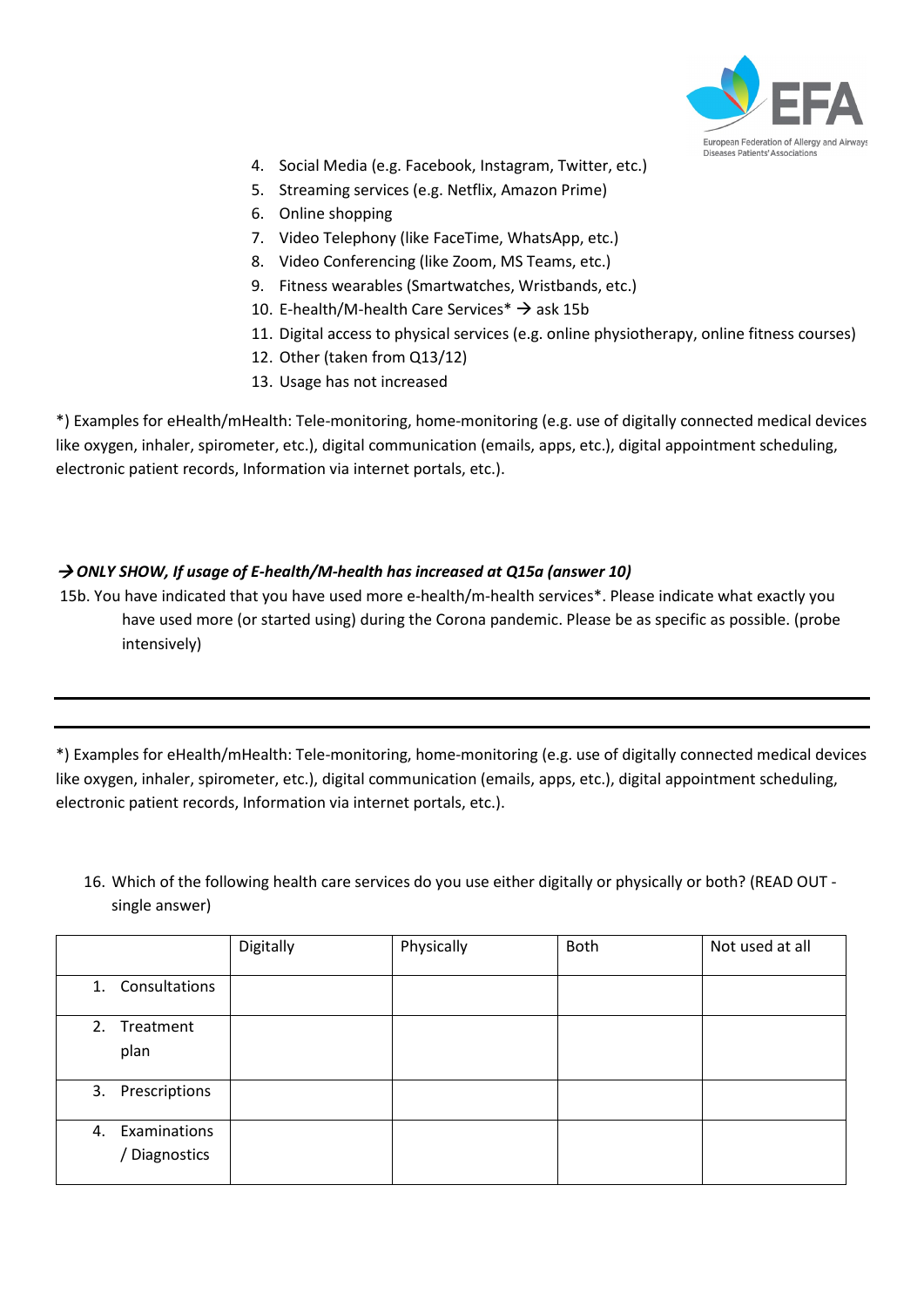4. Social Media (e.g. Facebook, Instagram, Twitter, etc.)
5. Streaming services (e.g. Netflix, Amazon Prime)
6. Online shopping
7. Video Telephony (like FaceTime, WhatsApp, etc.)
8. Video Conferencing (like Zoom, MS Teams, etc.)
9. Fitness wearables (Smartwatches, Wristbands, etc.)
10. E-health/M-health Care Services* → ask 15b
11. Digital access to physical services (e.g. online physiotherapy, online fitness courses)
12. Other (taken from Q13/12)
13. Usage has not increased

*) Examples for eHealth/mHealth: Tele-monitoring, home-monitoring (e.g. use of digitally connected medical devices like oxygen, inhaler, spirometer, etc.), digital communication (emails, apps, etc.), digital appointment scheduling, electronic patient records, Information via internet portals, etc.).

***→ ONLY SHOW, If usage of E-health/M-health has increased at Q15a (answer 10)***

15b. You have indicated that you have used more e-health/m-health services*. Please indicate what exactly you have used more (or started using) during the Corona pandemic. Please be as specific as possible. (probe intensively)

---

---

*) Examples for eHealth/mHealth: Tele-monitoring, home-monitoring (e.g. use of digitally connected medical devices like oxygen, inhaler, spirometer, etc.), digital communication (emails, apps, etc.), digital appointment scheduling, electronic patient records, Information via internet portals, etc.).

16. Which of the following health care services do you use either digitally or physically or both? (READ OUT - single answer)

| | Digitally | Physically | Both | Not used at all |
|---|---|---|---|---|
| 1. Consultations | | | | |
| 2. Treatment plan | | | | |
| 3. Prescriptions | | | | |
| 4. Examinations / Diagnostics | | | | |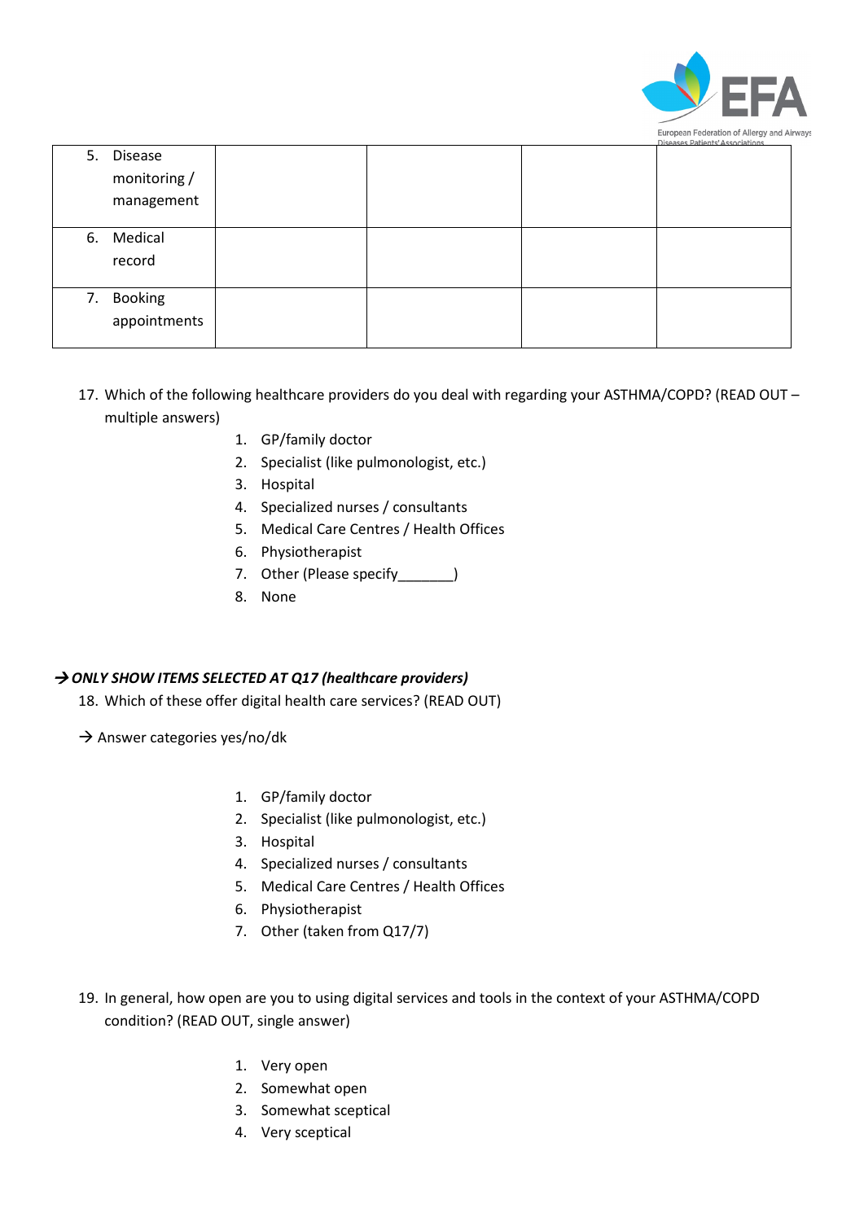| | | | | |
|---|---|---|---|---|
| 5. Disease monitoring / management | | | | |
| 6. Medical record | | | | |
| 7. Booking appointments | | | | |

17. Which of the following healthcare providers do you deal with regarding your ASTHMA/COPD? (READ OUT – multiple answers)

    1. GP/family doctor
    2. Specialist (like pulmonologist, etc.)
    3. Hospital
    4. Specialized nurses / consultants
    5. Medical Care Centres / Health Offices
    6. Physiotherapist
    7. Other (Please specify_______)
    8. None

***→ ONLY SHOW ITEMS SELECTED AT Q17 (healthcare providers)***

18. Which of these offer digital health care services? (READ OUT)

→ Answer categories yes/no/dk

    1. GP/family doctor
    2. Specialist (like pulmonologist, etc.)
    3. Hospital
    4. Specialized nurses / consultants
    5. Medical Care Centres / Health Offices
    6. Physiotherapist
    7. Other (taken from Q17/7)

19. In general, how open are you to using digital services and tools in the context of your ASTHMA/COPD condition? (READ OUT, single answer)

    1. Very open
    2. Somewhat open
    3. Somewhat sceptical
    4. Very sceptical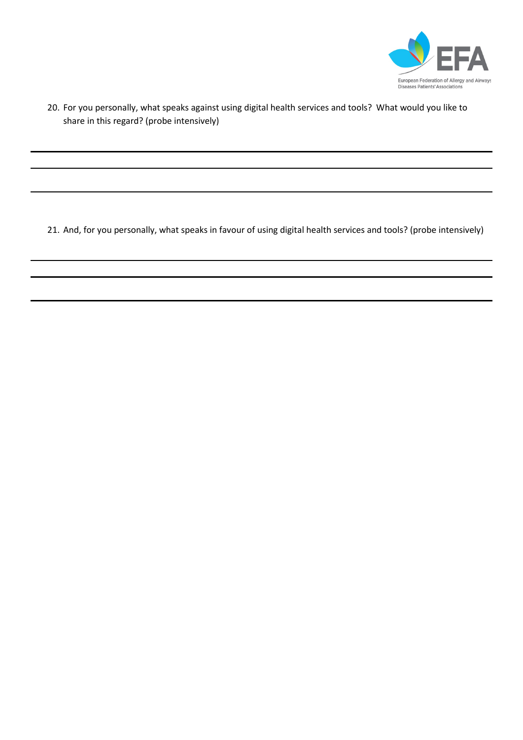20. For you personally, what speaks against using digital health services and tools? What would you like to share in this regard? (probe intensively)

---

---

---

21. And, for you personally, what speaks in favour of using digital health services and tools? (probe intensively)

---

---

---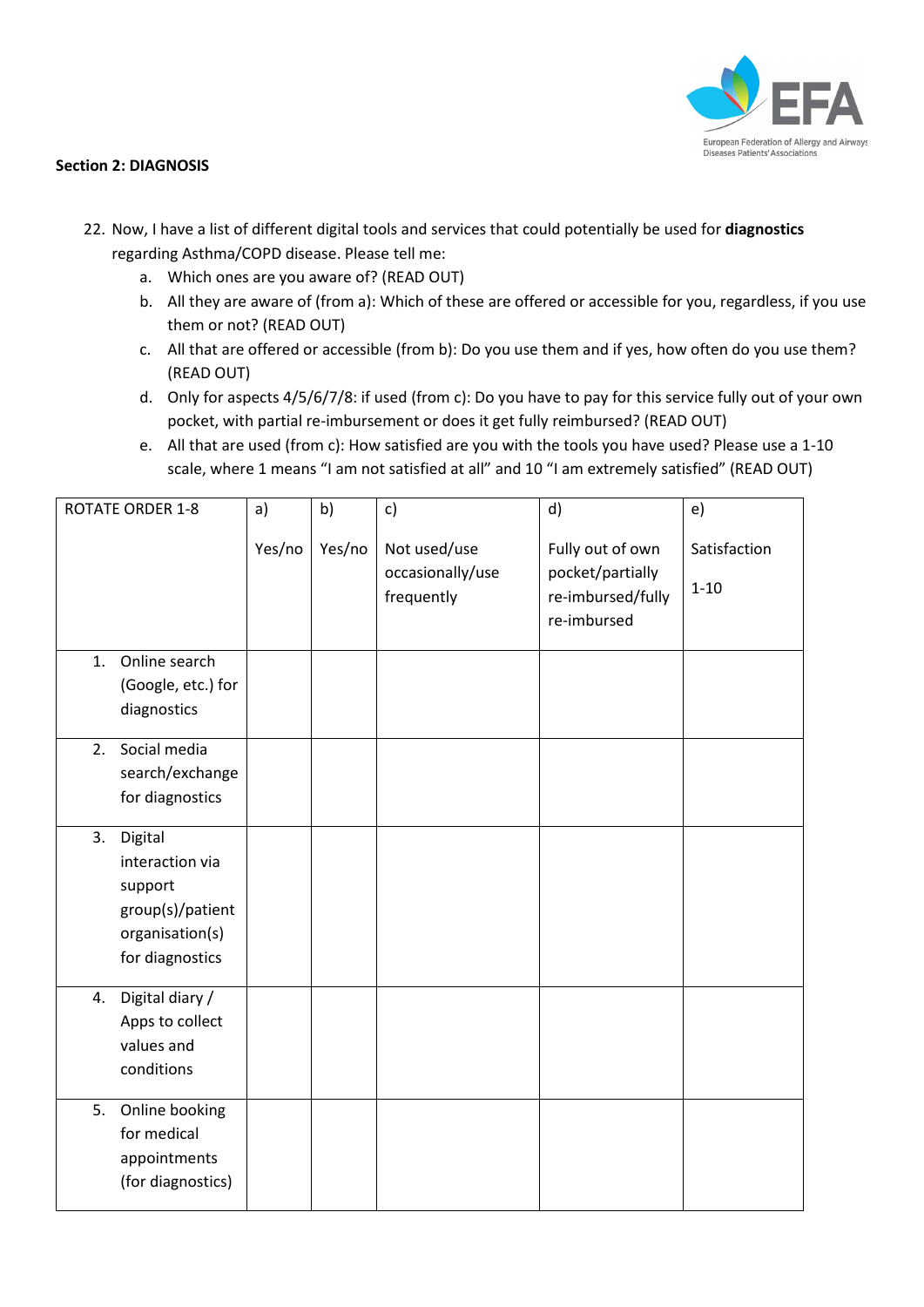**Section 2: DIAGNOSIS**

22. Now, I have a list of different digital tools and services that could potentially be used for **diagnostics** regarding Asthma/COPD disease. Please tell me:
    a. Which ones are you aware of? (READ OUT)
    b. All they are aware of (from a): Which of these are offered or accessible for you, regardless, if you use them or not? (READ OUT)
    c. All that are offered or accessible (from b): Do you use them and if yes, how often do you use them? (READ OUT)
    d. Only for aspects 4/5/6/7/8: if used (from c): Do you have to pay for this service fully out of your own pocket, with partial re-imbursement or does it get fully reimbursed? (READ OUT)
    e. All that are used (from c): How satisfied are you with the tools you have used? Please use a 1-10 scale, where 1 means "I am not satisfied at all" and 10 "I am extremely satisfied" (READ OUT)

| ROTATE ORDER 1-8 | a) Yes/no | b) Yes/no | c) Not used/use occasionally/use frequently | d) Fully out of own pocket/partially re-imbursed/fully re-imbursed | e) Satisfaction 1-10 |
|---|---|---|---|---|---|
| 1. Online search (Google, etc.) for diagnostics | | | | | |
| 2. Social media search/exchange for diagnostics | | | | | |
| 3. Digital interaction via support group(s)/patient organisation(s) for diagnostics | | | | | |
| 4. Digital diary / Apps to collect values and conditions | | | | | |
| 5. Online booking for medical appointments (for diagnostics) | | | | | |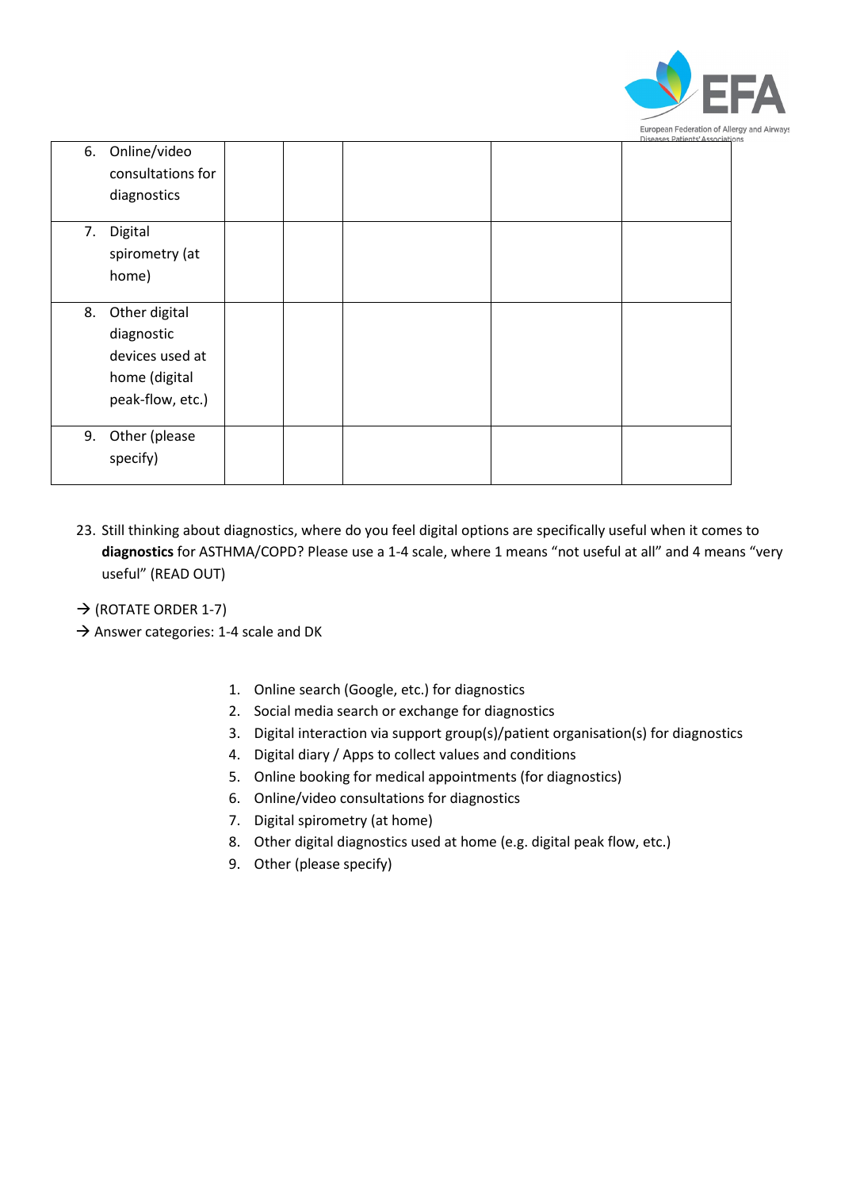| | | | | | |
|---|---|---|---|---|---|
| 6. Online/video consultations for diagnostics | | | | | |
| 7. Digital spirometry (at home) | | | | | |
| 8. Other digital diagnostic devices used at home (digital peak-flow, etc.) | | | | | |
| 9. Other (please specify) | | | | | |

23. Still thinking about diagnostics, where do you feel digital options are specifically useful when it comes to **diagnostics** for ASTHMA/COPD? Please use a 1-4 scale, where 1 means "not useful at all" and 4 means "very useful" (READ OUT)

→ (ROTATE ORDER 1-7)
→ Answer categories: 1-4 scale and DK

1. Online search (Google, etc.) for diagnostics
2. Social media search or exchange for diagnostics
3. Digital interaction via support group(s)/patient organisation(s) for diagnostics
4. Digital diary / Apps to collect values and conditions
5. Online booking for medical appointments (for diagnostics)
6. Online/video consultations for diagnostics
7. Digital spirometry (at home)
8. Other digital diagnostics used at home (e.g. digital peak flow, etc.)
9. Other (please specify)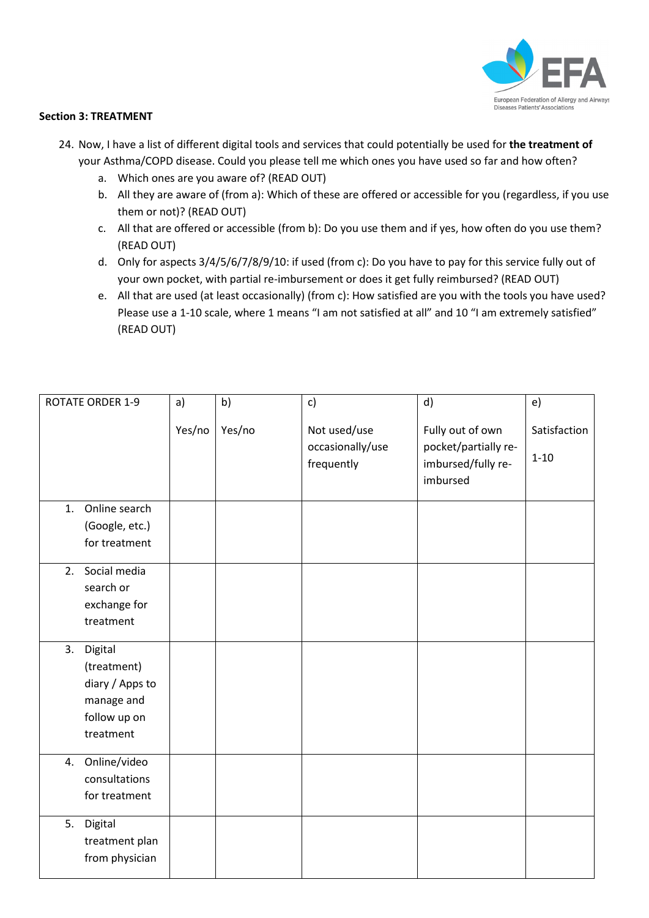**Section 3: TREATMENT**

24. Now, I have a list of different digital tools and services that could potentially be used for **the treatment of** your Asthma/COPD disease. Could you please tell me which ones you have used so far and how often?
    a. Which ones are you aware of? (READ OUT)
    b. All they are aware of (from a): Which of these are offered or accessible for you (regardless, if you use them or not)? (READ OUT)
    c. All that are offered or accessible (from b): Do you use them and if yes, how often do you use them? (READ OUT)
    d. Only for aspects 3/4/5/6/7/8/9/10: if used (from c): Do you have to pay for this service fully out of your own pocket, with partial re-imbursement or does it get fully reimbursed? (READ OUT)
    e. All that are used (at least occasionally) (from c): How satisfied are you with the tools you have used? Please use a 1-10 scale, where 1 means "I am not satisfied at all" and 10 "I am extremely satisfied" (READ OUT)

| ROTATE ORDER 1-9 | a) Yes/no | b) Yes/no | c) Not used/use occasionally/use frequently | d) Fully out of own pocket/partially re-imbursed/fully re-imbursed | e) Satisfaction 1-10 |
|---|---|---|---|---|---|
| 1. Online search (Google, etc.) for treatment | | | | | |
| 2. Social media search or exchange for treatment | | | | | |
| 3. Digital (treatment) diary / Apps to manage and follow up on treatment | | | | | |
| 4. Online/video consultations for treatment | | | | | |
| 5. Digital treatment plan from physician | | | | | |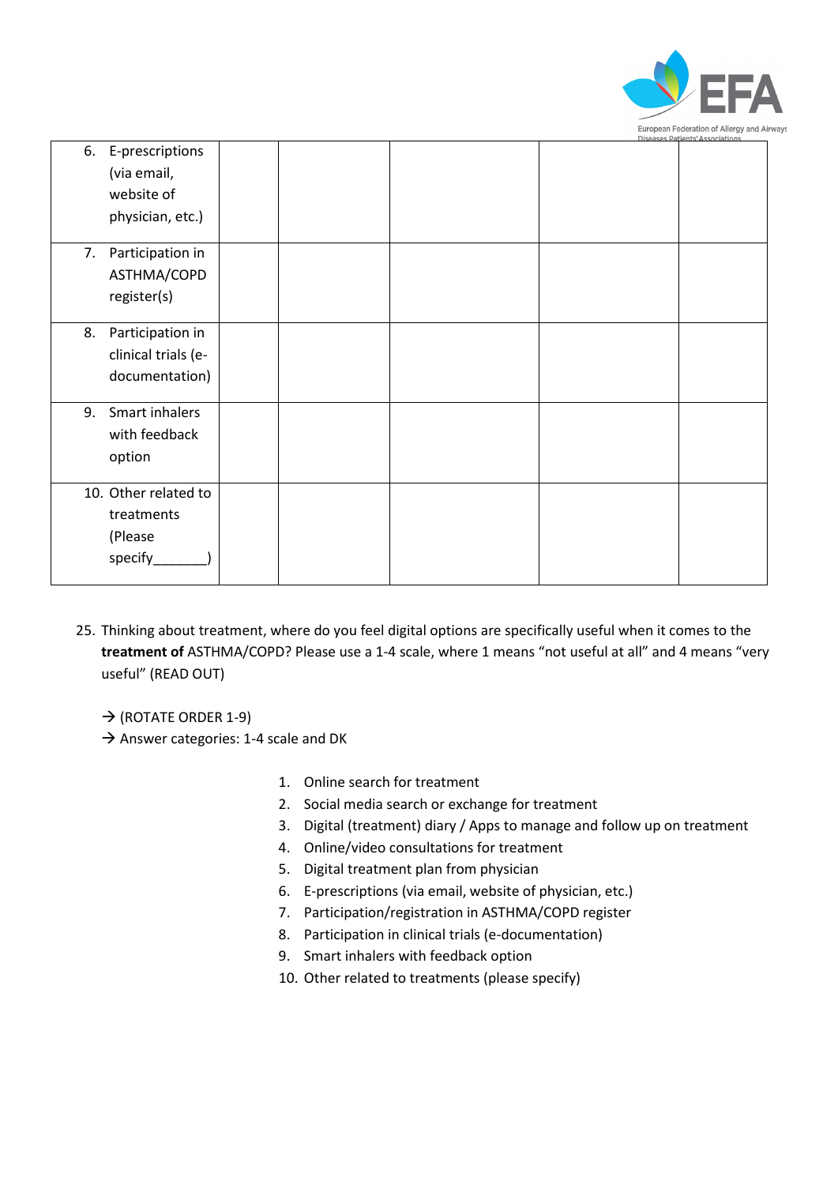| | | | | | |
|---|---|---|---|---|---|
| 6. E-prescriptions (via email, website of physician, etc.) | | | | | |
| 7. Participation in ASTHMA/COPD register(s) | | | | | |
| 8. Participation in clinical trials (e-documentation) | | | | | |
| 9. Smart inhalers with feedback option | | | | | |
| 10. Other related to treatments (Please specify_______) | | | | | |

25. Thinking about treatment, where do you feel digital options are specifically useful when it comes to the **treatment of** ASTHMA/COPD? Please use a 1-4 scale, where 1 means “not useful at all” and 4 means “very useful” (READ OUT)

→ (ROTATE ORDER 1-9)
→ Answer categories: 1-4 scale and DK

1. Online search for treatment
2. Social media search or exchange for treatment
3. Digital (treatment) diary / Apps to manage and follow up on treatment
4. Online/video consultations for treatment
5. Digital treatment plan from physician
6. E-prescriptions (via email, website of physician, etc.)
7. Participation/registration in ASTHMA/COPD register
8. Participation in clinical trials (e-documentation)
9. Smart inhalers with feedback option
10. Other related to treatments (please specify)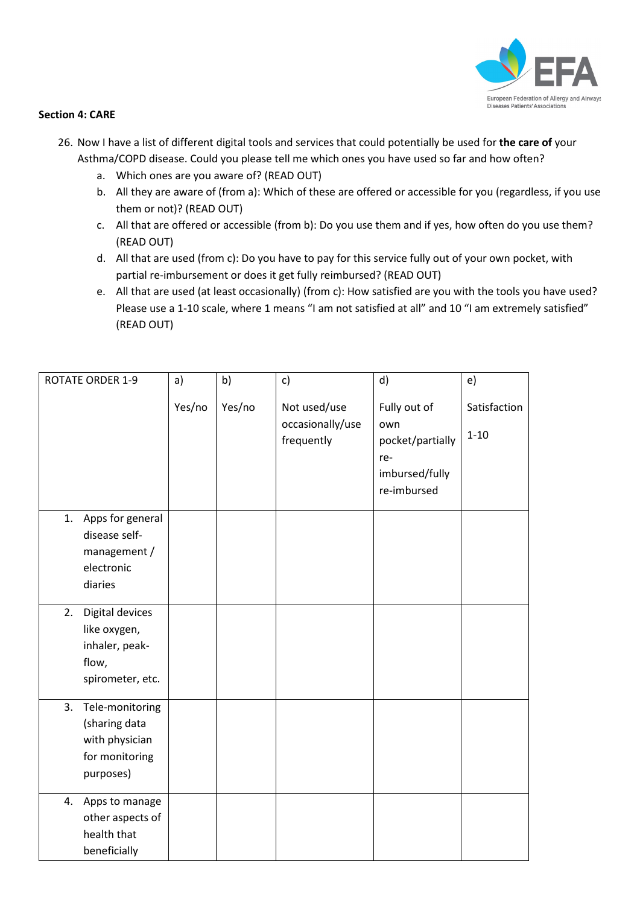**Section 4: CARE**

26. Now I have a list of different digital tools and services that could potentially be used for **the care of** your Asthma/COPD disease. Could you please tell me which ones you have used so far and how often?
    a. Which ones are you aware of? (READ OUT)
    b. All they are aware of (from a): Which of these are offered or accessible for you (regardless, if you use them or not)? (READ OUT)
    c. All that are offered or accessible (from b): Do you use them and if yes, how often do you use them? (READ OUT)
    d. All that are used (from c): Do you have to pay for this service fully out of your own pocket, with partial re-imbursement or does it get fully reimbursed? (READ OUT)
    e. All that are used (at least occasionally) (from c): How satisfied are you with the tools you have used? Please use a 1-10 scale, where 1 means "I am not satisfied at all" and 10 "I am extremely satisfied" (READ OUT)

| ROTATE ORDER 1-9 | a) Yes/no | b) Yes/no | c) Not used/use occasionally/use frequently | d) Fully out of own pocket/partially re-imbursed/fully re-imbursed | e) Satisfaction 1-10 |
|---|---|---|---|---|---|
| 1. Apps for general disease self-management / electronic diaries | | | | | |
| 2. Digital devices like oxygen, inhaler, peak-flow, spirometer, etc. | | | | | |
| 3. Tele-monitoring (sharing data with physician for monitoring purposes) | | | | | |
| 4. Apps to manage other aspects of health that beneficially | | | | | |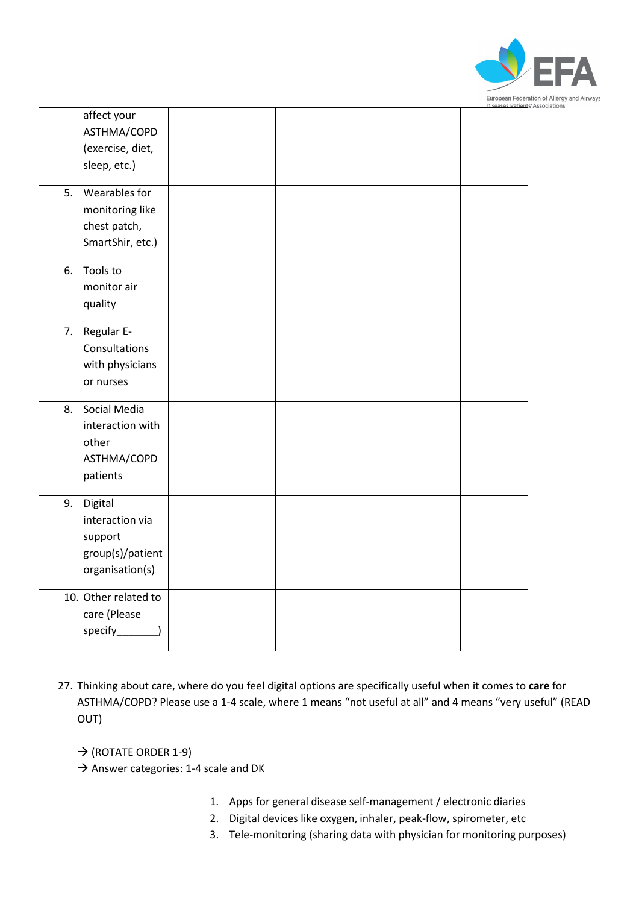| | | | | | |
|---|---|---|---|---|---|
| affect your ASTHMA/COPD (exercise, diet, sleep, etc.) | | | | | |
| 5. Wearables for monitoring like chest patch, SmartShir, etc.) | | | | | |
| 6. Tools to monitor air quality | | | | | |
| 7. Regular E-Consultations with physicians or nurses | | | | | |
| 8. Social Media interaction with other ASTHMA/COPD patients | | | | | |
| 9. Digital interaction via support group(s)/patient organisation(s) | | | | | |
| 10. Other related to care (Please specify_______) | | | | | |

27. Thinking about care, where do you feel digital options are specifically useful when it comes to **care** for ASTHMA/COPD? Please use a 1-4 scale, where 1 means "not useful at all" and 4 means "very useful" (READ OUT)

→ (ROTATE ORDER 1-9)
→ Answer categories: 1-4 scale and DK

1. Apps for general disease self-management / electronic diaries
2. Digital devices like oxygen, inhaler, peak-flow, spirometer, etc
3. Tele-monitoring (sharing data with physician for monitoring purposes)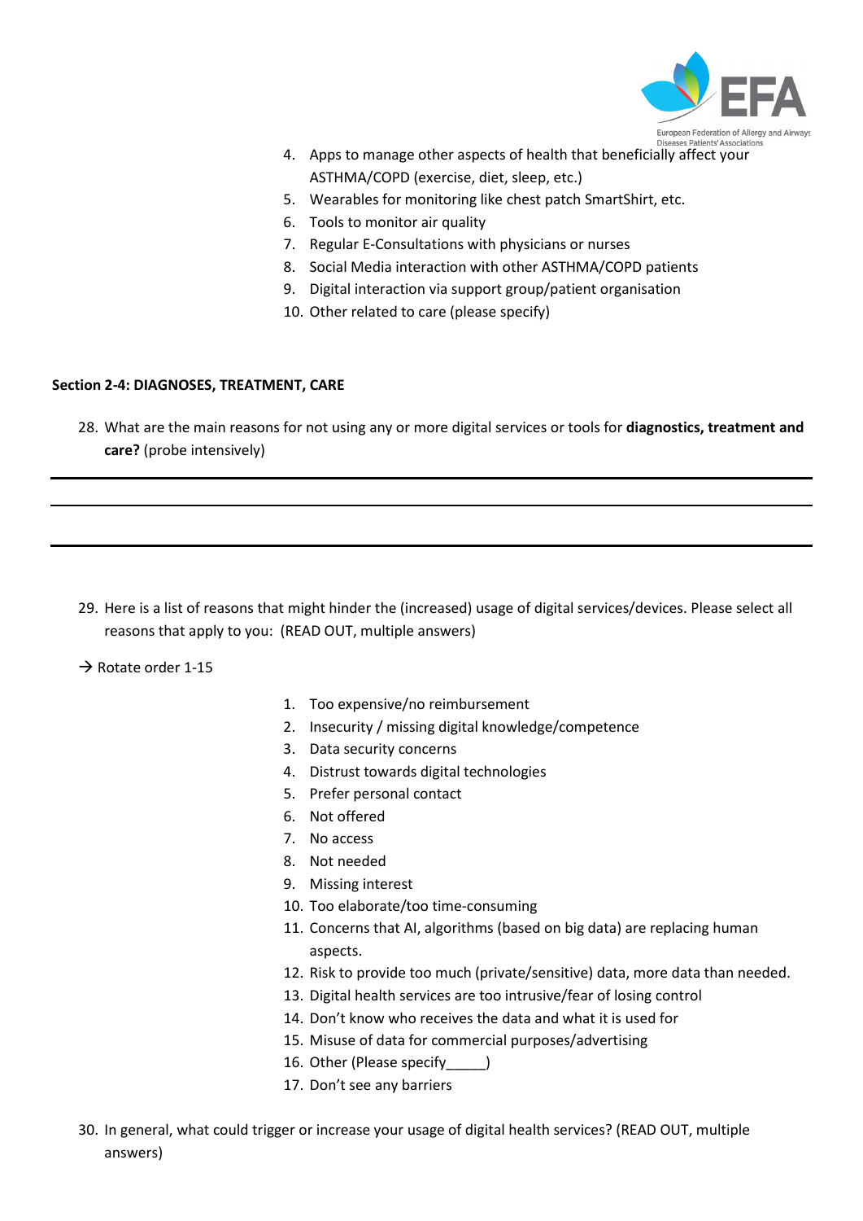4. Apps to manage other aspects of health that beneficially affect your ASTHMA/COPD (exercise, diet, sleep, etc.)
5. Wearables for monitoring like chest patch SmartShirt, etc.
6. Tools to monitor air quality
7. Regular E-Consultations with physicians or nurses
8. Social Media interaction with other ASTHMA/COPD patients
9. Digital interaction via support group/patient organisation
10. Other related to care (please specify)

**Section 2-4: DIAGNOSES, TREATMENT, CARE**

28. What are the main reasons for not using any or more digital services or tools for **diagnostics, treatment and care?** (probe intensively)

---

---

---

29. Here is a list of reasons that might hinder the (increased) usage of digital services/devices. Please select all reasons that apply to you: (READ OUT, multiple answers)

→ Rotate order 1-15

1. Too expensive/no reimbursement
2. Insecurity / missing digital knowledge/competence
3. Data security concerns
4. Distrust towards digital technologies
5. Prefer personal contact
6. Not offered
7. No access
8. Not needed
9. Missing interest
10. Too elaborate/too time-consuming
11. Concerns that AI, algorithms (based on big data) are replacing human aspects.
12. Risk to provide too much (private/sensitive) data, more data than needed.
13. Digital health services are too intrusive/fear of losing control
14. Don't know who receives the data and what it is used for
15. Misuse of data for commercial purposes/advertising
16. Other (Please specify_____)
17. Don't see any barriers

30. In general, what could trigger or increase your usage of digital health services? (READ OUT, multiple answers)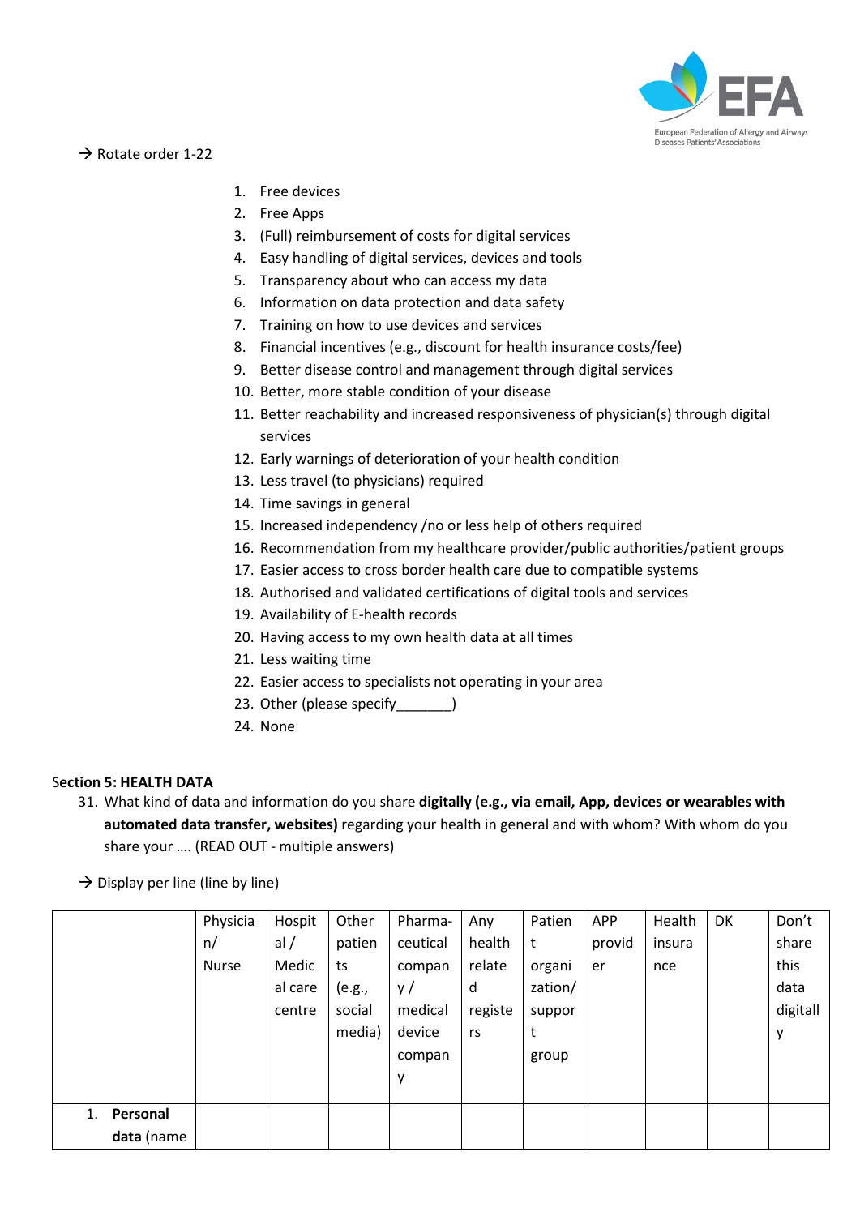→ Rotate order 1-22

1. Free devices
2. Free Apps
3. (Full) reimbursement of costs for digital services
4. Easy handling of digital services, devices and tools
5. Transparency about who can access my data
6. Information on data protection and data safety
7. Training on how to use devices and services
8. Financial incentives (e.g., discount for health insurance costs/fee)
9. Better disease control and management through digital services
10. Better, more stable condition of your disease
11. Better reachability and increased responsiveness of physician(s) through digital services
12. Early warnings of deterioration of your health condition
13. Less travel (to physicians) required
14. Time savings in general
15. Increased independency /no or less help of others required
16. Recommendation from my healthcare provider/public authorities/patient groups
17. Easier access to cross border health care due to compatible systems
18. Authorised and validated certifications of digital tools and services
19. Availability of E-health records
20. Having access to my own health data at all times
21. Less waiting time
22. Easier access to specialists not operating in your area
23. Other (please specify_______)
24. None

**Section 5: HEALTH DATA**

31. What kind of data and information do you share **digitally (e.g., via email, App, devices or wearables with automated data transfer, websites)** regarding your health in general and with whom? With whom do you share your …. (READ OUT - multiple answers)

→ Display per line (line by line)

| | Physician/ Nurse | Hospital / Medical care centre | Other patients (e.g., social media) | Pharma-ceutical company / medical device company | Any health related registers | Patient organization/ support group | APP provider | Health insurance | DK | Don't share this data digitally |
|---|---|---|---|---|---|---|---|---|---|---|
| 1. **Personal data** (name | | | | | | | | | | |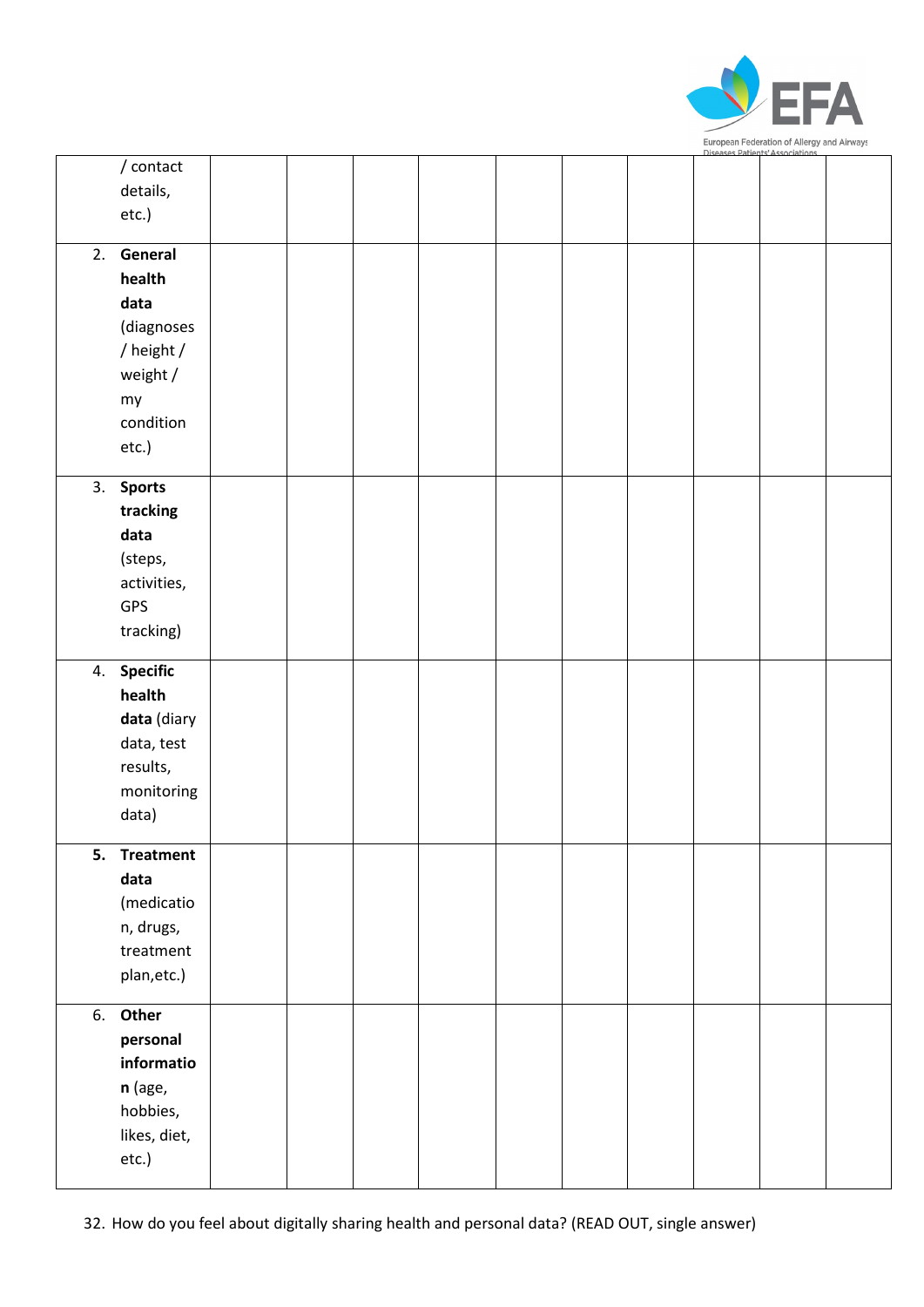| | | | | | | | | | |
|---|---|---|---|---|---|---|---|---|---|
| / contact details, etc.) | | | | | | | | | |
| 2. **General health data** (diagnoses / height / weight / my condition etc.) | | | | | | | | | |
| 3. **Sports tracking data** (steps, activities, GPS tracking) | | | | | | | | | |
| 4. **Specific health data** (diary data, test results, monitoring data) | | | | | | | | | |
| **5. Treatment data** (medication, drugs, treatment plan,etc.) | | | | | | | | | |
| 6. **Other personal information** (age, hobbies, likes, diet, etc.) | | | | | | | | | |

32. How do you feel about digitally sharing health and personal data? (READ OUT, single answer)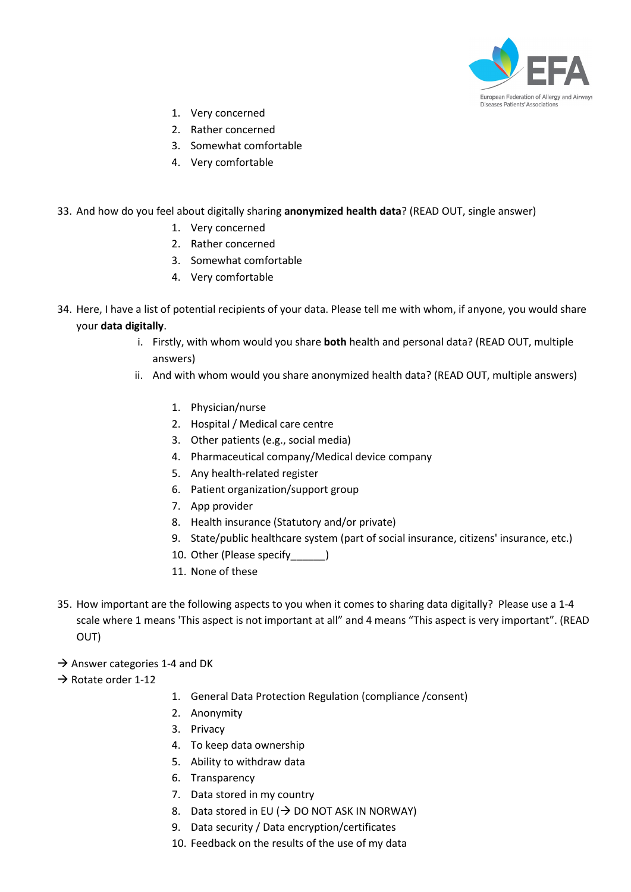1. Very concerned
2. Rather concerned
3. Somewhat comfortable
4. Very comfortable

33. And how do you feel about digitally sharing **anonymized health data**? (READ OUT, single answer)
    1. Very concerned
    2. Rather concerned
    3. Somewhat comfortable
    4. Very comfortable

34. Here, I have a list of potential recipients of your data. Please tell me with whom, if anyone, you would share your **data digitally**.
    i. Firstly, with whom would you share **both** health and personal data? (READ OUT, multiple answers)
    ii. And with whom would you share anonymized health data? (READ OUT, multiple answers)

    1. Physician/nurse
    2. Hospital / Medical care centre
    3. Other patients (e.g., social media)
    4. Pharmaceutical company/Medical device company
    5. Any health-related register
    6. Patient organization/support group
    7. App provider
    8. Health insurance (Statutory and/or private)
    9. State/public healthcare system (part of social insurance, citizens' insurance, etc.)
    10. Other (Please specify______)
    11. None of these

35. How important are the following aspects to you when it comes to sharing data digitally? Please use a 1-4 scale where 1 means 'This aspect is not important at all" and 4 means "This aspect is very important". (READ OUT)

→ Answer categories 1-4 and DK
→ Rotate order 1-12

1. General Data Protection Regulation (compliance /consent)
2. Anonymity
3. Privacy
4. To keep data ownership
5. Ability to withdraw data
6. Transparency
7. Data stored in my country
8. Data stored in EU (→ DO NOT ASK IN NORWAY)
9. Data security / Data encryption/certificates
10. Feedback on the results of the use of my data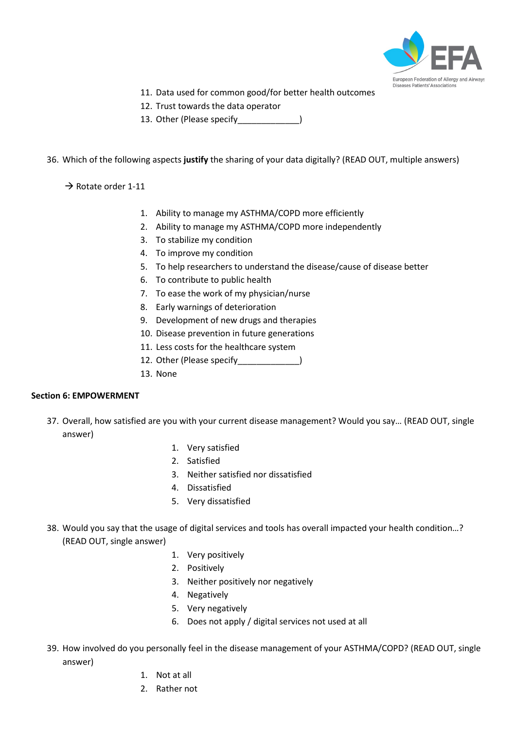11. Data used for common good/for better health outcomes
12. Trust towards the data operator
13. Other (Please specify_____________)

36. Which of the following aspects **justify** the sharing of your data digitally? (READ OUT, multiple answers)

→ Rotate order 1-11

1. Ability to manage my ASTHMA/COPD more efficiently
2. Ability to manage my ASTHMA/COPD more independently
3. To stabilize my condition
4. To improve my condition
5. To help researchers to understand the disease/cause of disease better
6. To contribute to public health
7. To ease the work of my physician/nurse
8. Early warnings of deterioration
9. Development of new drugs and therapies
10. Disease prevention in future generations
11. Less costs for the healthcare system
12. Other (Please specify_____________)
13. None

**Section 6: EMPOWERMENT**

37. Overall, how satisfied are you with your current disease management? Would you say… (READ OUT, single answer)

1. Very satisfied
2. Satisfied
3. Neither satisfied nor dissatisfied
4. Dissatisfied
5. Very dissatisfied

38. Would you say that the usage of digital services and tools has overall impacted your health condition…? (READ OUT, single answer)

1. Very positively
2. Positively
3. Neither positively nor negatively
4. Negatively
5. Very negatively
6. Does not apply / digital services not used at all

39. How involved do you personally feel in the disease management of your ASTHMA/COPD? (READ OUT, single answer)

1. Not at all
2. Rather not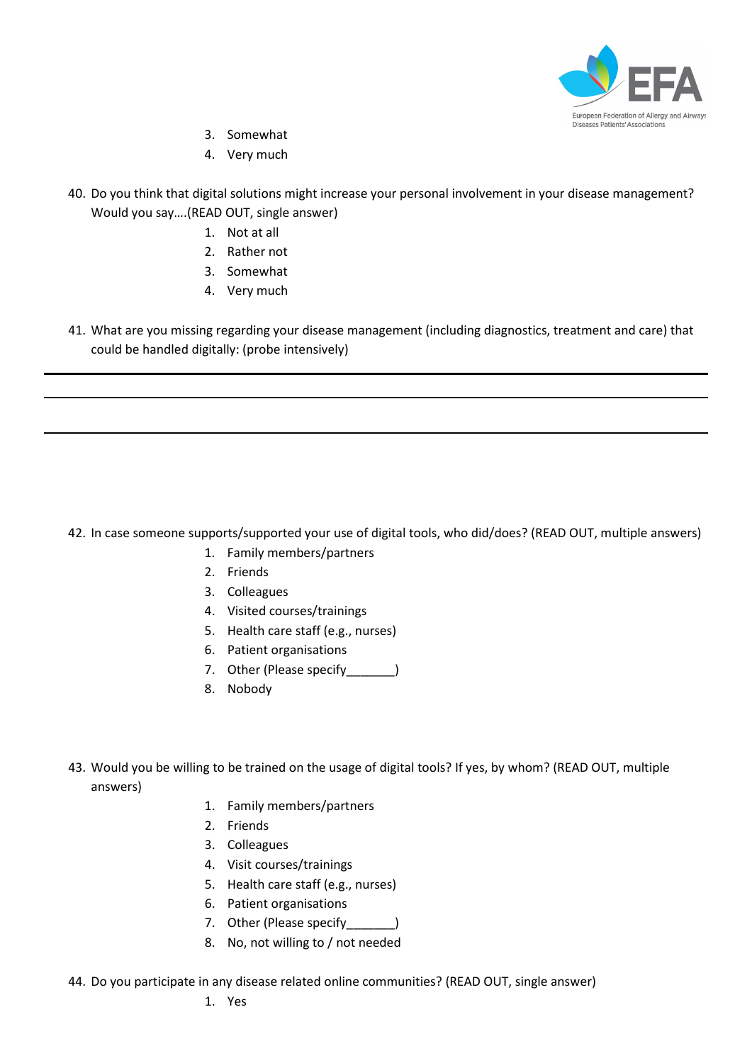3. Somewhat
4. Very much

40. Do you think that digital solutions might increase your personal involvement in your disease management? Would you say….(READ OUT, single answer)
    1. Not at all
    2. Rather not
    3. Somewhat
    4. Very much

41. What are you missing regarding your disease management (including diagnostics, treatment and care) that could be handled digitally: (probe intensively)

___

___

___

42. In case someone supports/supported your use of digital tools, who did/does? (READ OUT, multiple answers)
    1. Family members/partners
    2. Friends
    3. Colleagues
    4. Visited courses/trainings
    5. Health care staff (e.g., nurses)
    6. Patient organisations
    7. Other (Please specify_______)
    8. Nobody

43. Would you be willing to be trained on the usage of digital tools? If yes, by whom? (READ OUT, multiple answers)
    1. Family members/partners
    2. Friends
    3. Colleagues
    4. Visit courses/trainings
    5. Health care staff (e.g., nurses)
    6. Patient organisations
    7. Other (Please specify_______)
    8. No, not willing to / not needed

44. Do you participate in any disease related online communities? (READ OUT, single answer)
    1. Yes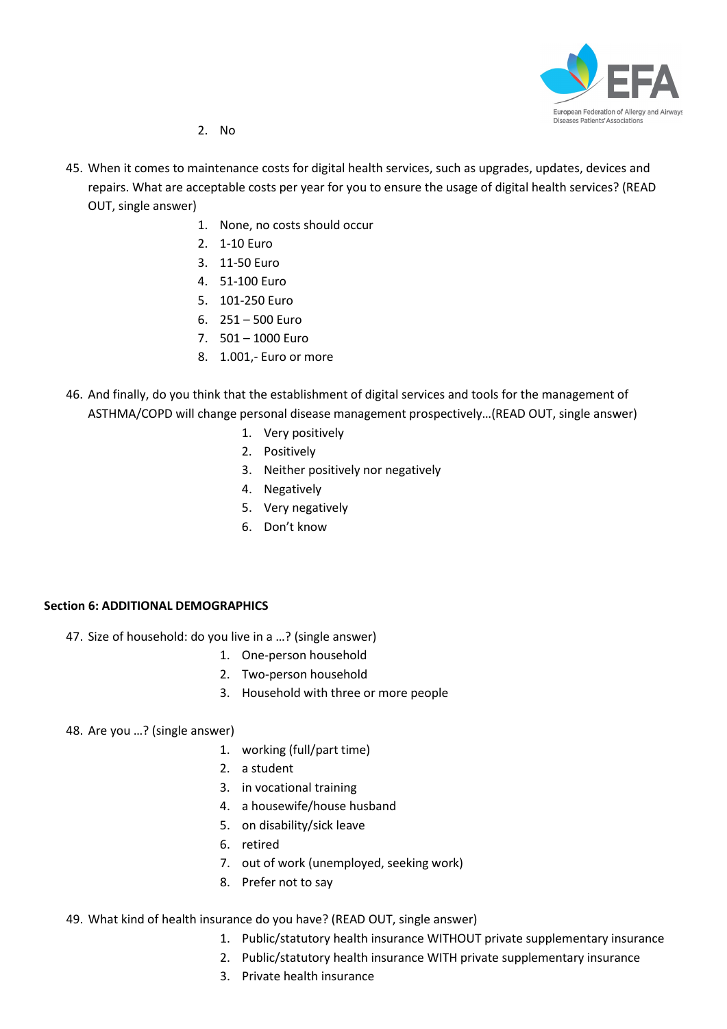2. No

45. When it comes to maintenance costs for digital health services, such as upgrades, updates, devices and repairs. What are acceptable costs per year for you to ensure the usage of digital health services? (READ OUT, single answer)
    1. None, no costs should occur
    2. 1-10 Euro
    3. 11-50 Euro
    4. 51-100 Euro
    5. 101-250 Euro
    6. 251 – 500 Euro
    7. 501 – 1000 Euro
    8. 1.001,- Euro or more

46. And finally, do you think that the establishment of digital services and tools for the management of ASTHMA/COPD will change personal disease management prospectively…(READ OUT, single answer)
    1. Very positively
    2. Positively
    3. Neither positively nor negatively
    4. Negatively
    5. Very negatively
    6. Don't know

**Section 6: ADDITIONAL DEMOGRAPHICS**

47. Size of household: do you live in a …? (single answer)
    1. One-person household
    2. Two-person household
    3. Household with three or more people

48. Are you …? (single answer)
    1. working (full/part time)
    2. a student
    3. in vocational training
    4. a housewife/house husband
    5. on disability/sick leave
    6. retired
    7. out of work (unemployed, seeking work)
    8. Prefer not to say

49. What kind of health insurance do you have? (READ OUT, single answer)
    1. Public/statutory health insurance WITHOUT private supplementary insurance
    2. Public/statutory health insurance WITH private supplementary insurance
    3. Private health insurance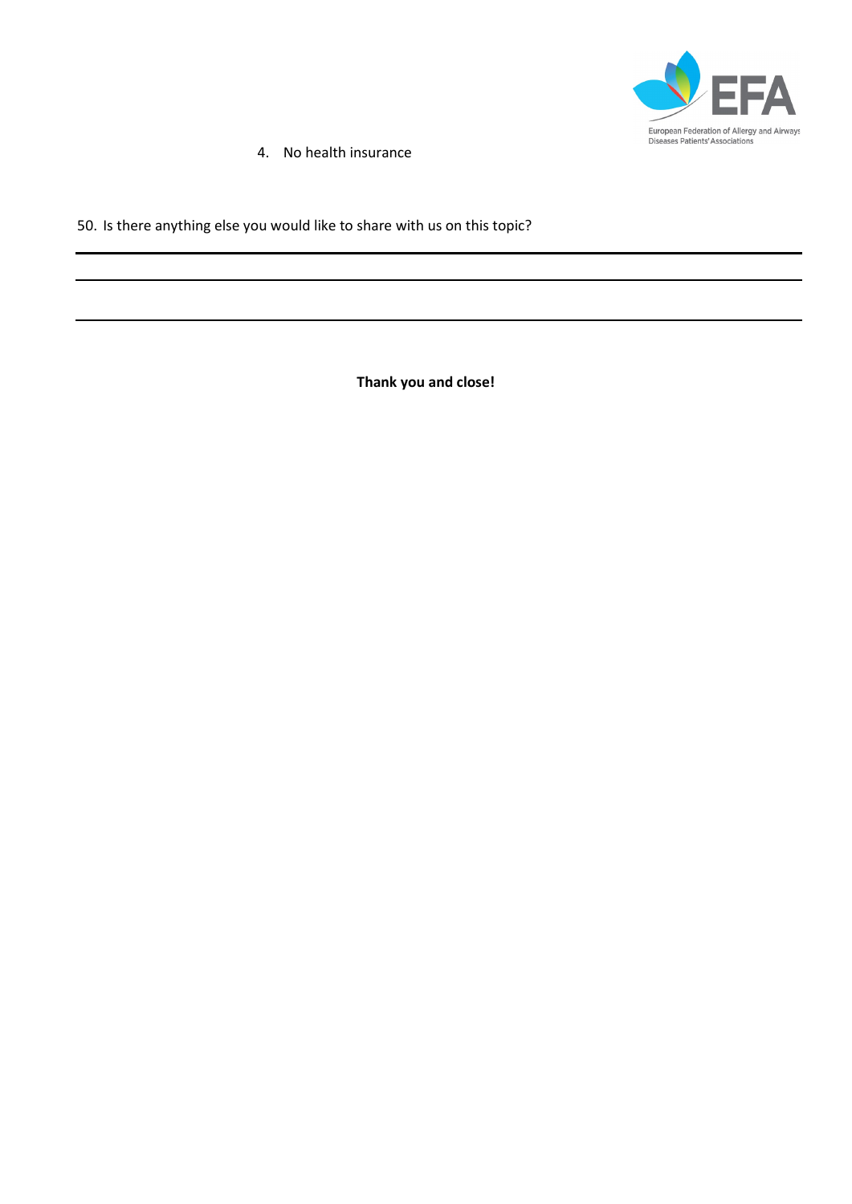4. No health insurance

50. Is there anything else you would like to share with us on this topic?

___

___

___

**Thank you and close!**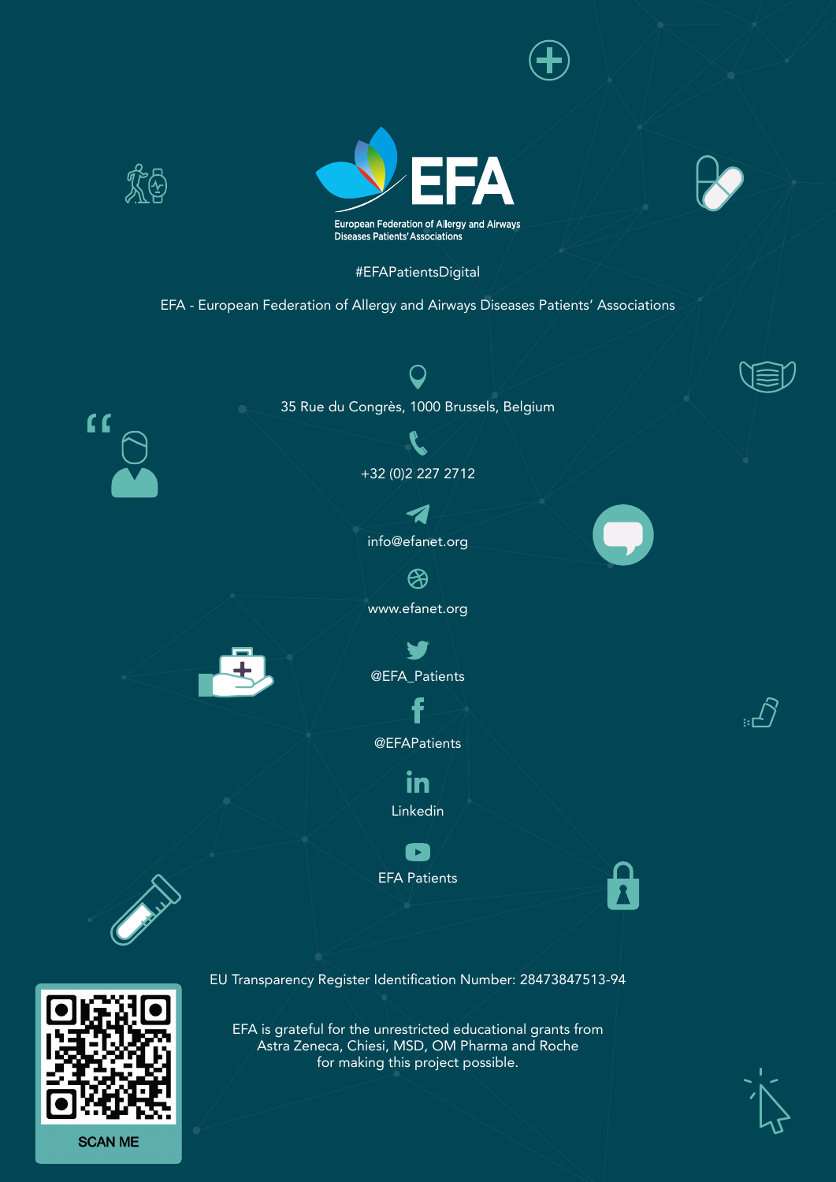European Federation of Allergy and Airways Diseases Patients' Associations

#EFAPatientsDigital

EFA - European Federation of Allergy and Airways Diseases Patients' Associations

35 Rue du Congrès, 1000 Brussels, Belgium

+32 (0)2 227 2712

info@efanet.org

www.efanet.org

@EFA_Patients

@EFAPatients

Linkedin

EFA Patients

EU Transparency Register Identification Number: 28473847513-94

EFA is grateful for the unrestricted educational grants from Astra Zeneca, Chiesi, MSD, OM Pharma and Roche for making this project possible.

SCAN ME